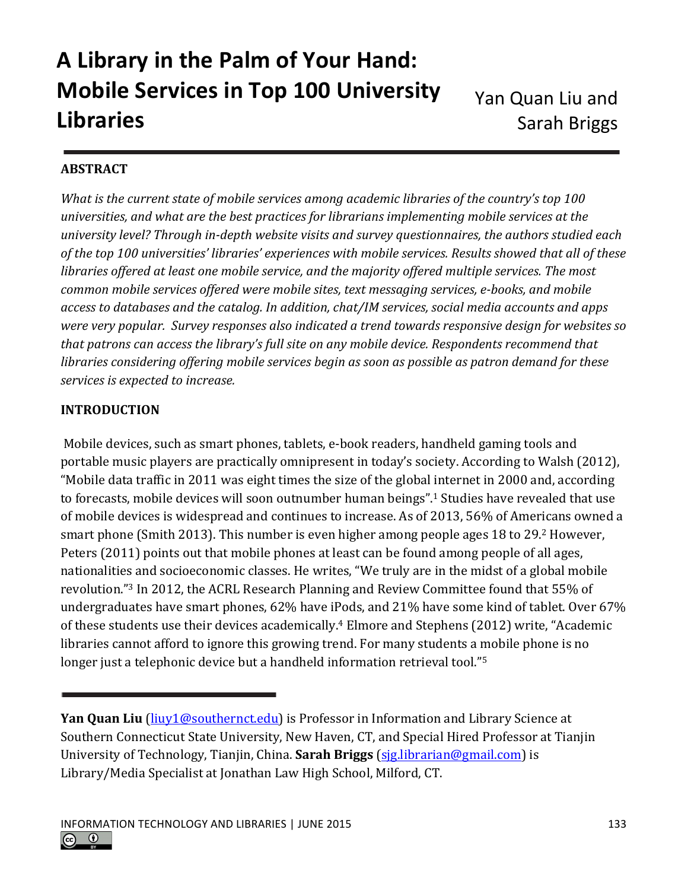# A Library in the Palm of Your Hand: Mobile Services in Top 100 University Libraries

Yan Quan Liu and Sarah Briggs

## ABSTRACT

*What is the current state of mobile services among academic libraries of the country's top 100 universities, and what are the best practices for librarians implementing mobile services at the university level? Through in-depth website visits and survey questionnaires, the authors studied each of the top 100 universities' libraries' experiences with mobile services. Results showed that all of these libraries offered at least one mobile service, and the majority offered multiple services. The most common mobile services offered were mobile sites, text messaging services, e-books, and mobile access to databases and the catalog. In addition, chat/IM services, social media accounts and apps were very popular. Survey responses also indicated a trend towards responsive design for websites so that patrons can access the library's full site on any mobile device. Respondents recommend that libraries considering offering mobile services begin as soon as possible as patron demand for these services is expected to increase.*

## INTRODUCTION

Mobile devices, such as smart phones, tablets, e-book readers, handheld gaming tools and portable music players are practically omnipresent in today's society. According to Walsh (2012), "Mobile data traffic in 2011 was eight times the size of the global internet in 2000 and, according to forecasts, mobile devices will soon outnumber human beings".[1] Studies have revealed that use of mobile devices is widespread and continues to increase. As of 2013, 56% of Americans owned a smart phone (Smith 2013). This number is even higher among people ages 18 to 29.[2] However, Peters (2011) points out that mobile phones at least can be found among people of all ages, nationalities and socioeconomic classes. He writes, "We truly are in the midst of a global mobile revolution."[3] In 2012, the ACRL Research Planning and Review Committee found that 55% of undergraduates have smart phones, 62% have iPods, and 21% have some kind of tablet. Over 67% of these students use their devices academically.[4] Elmore and Stephens (2012) write, "Academic libraries cannot afford to ignore this growing trend. For many students a mobile phone is no longer just a telephonic device but a handheld information retrieval tool."[5]

---

**Yan Quan Liu** (liuy1@southernct.edu) is Professor in Information and Library Science at Southern Connecticut State University, New Haven, CT, and Special Hired Professor at Tianjin University of Technology, Tianjin, China. **Sarah Briggs** (sjg.librarian@gmail.com) is Library/Media Specialist at Jonathan Law High School, Milford, CT.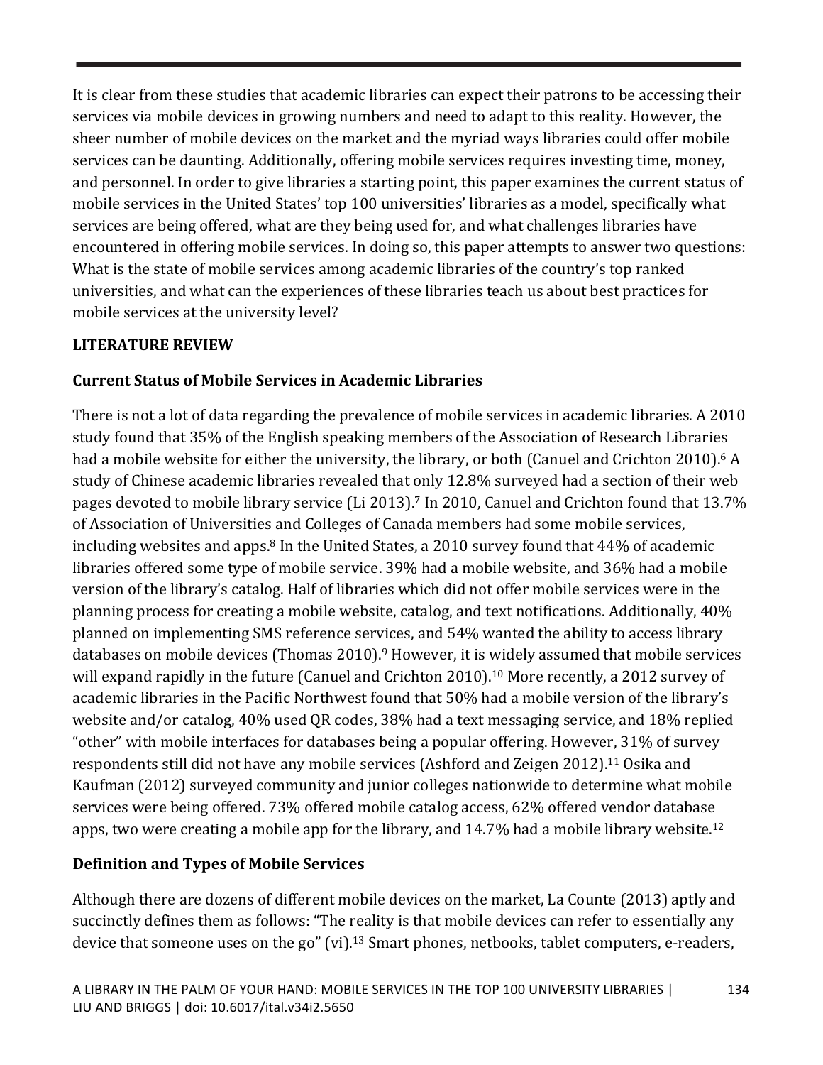It is clear from these studies that academic libraries can expect their patrons to be accessing their services via mobile devices in growing numbers and need to adapt to this reality. However, the sheer number of mobile devices on the market and the myriad ways libraries could offer mobile services can be daunting. Additionally, offering mobile services requires investing time, money, and personnel. In order to give libraries a starting point, this paper examines the current status of mobile services in the United States' top 100 universities' libraries as a model, specifically what services are being offered, what are they being used for, and what challenges libraries have encountered in offering mobile services. In doing so, this paper attempts to answer two questions: What is the state of mobile services among academic libraries of the country's top ranked universities, and what can the experiences of these libraries teach us about best practices for mobile services at the university level?

## LITERATURE REVIEW

### Current Status of Mobile Services in Academic Libraries

There is not a lot of data regarding the prevalence of mobile services in academic libraries. A 2010 study found that 35% of the English speaking members of the Association of Research Libraries had a mobile website for either the university, the library, or both (Canuel and Crichton 2010).[6] A study of Chinese academic libraries revealed that only 12.8% surveyed had a section of their web pages devoted to mobile library service (Li 2013).[7] In 2010, Canuel and Crichton found that 13.7% of Association of Universities and Colleges of Canada members had some mobile services, including websites and apps.[8] In the United States, a 2010 survey found that 44% of academic libraries offered some type of mobile service. 39% had a mobile website, and 36% had a mobile version of the library's catalog. Half of libraries which did not offer mobile services were in the planning process for creating a mobile website, catalog, and text notifications. Additionally, 40% planned on implementing SMS reference services, and 54% wanted the ability to access library databases on mobile devices (Thomas 2010).[9] However, it is widely assumed that mobile services will expand rapidly in the future (Canuel and Crichton 2010).[10] More recently, a 2012 survey of academic libraries in the Pacific Northwest found that 50% had a mobile version of the library's website and/or catalog, 40% used QR codes, 38% had a text messaging service, and 18% replied "other" with mobile interfaces for databases being a popular offering. However, 31% of survey respondents still did not have any mobile services (Ashford and Zeigen 2012).[11] Osika and Kaufman (2012) surveyed community and junior colleges nationwide to determine what mobile services were being offered. 73% offered mobile catalog access, 62% offered vendor database apps, two were creating a mobile app for the library, and 14.7% had a mobile library website.[12]

### Definition and Types of Mobile Services

Although there are dozens of different mobile devices on the market, La Counte (2013) aptly and succinctly defines them as follows: "The reality is that mobile devices can refer to essentially any device that someone uses on the go" (vi).[13] Smart phones, netbooks, tablet computers, e-readers,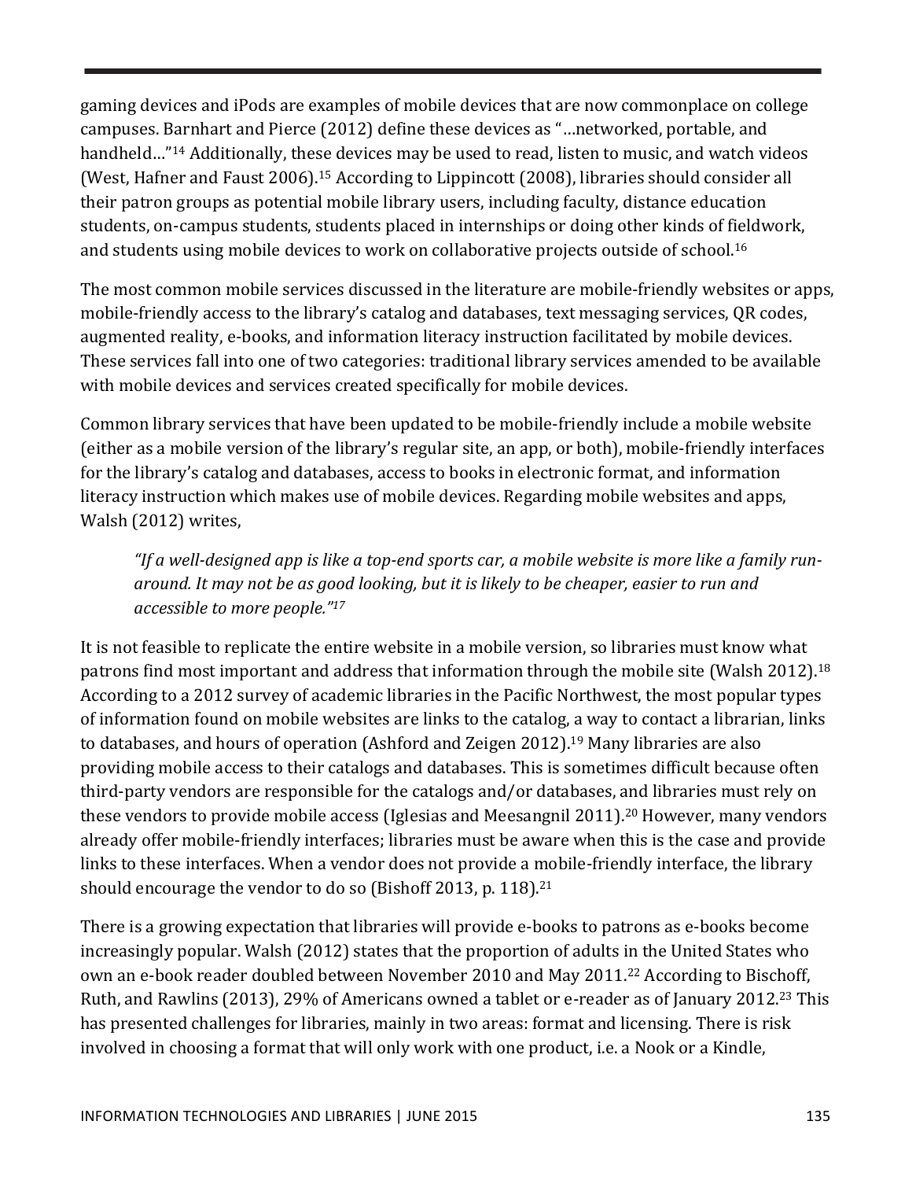gaming devices and iPods are examples of mobile devices that are now commonplace on college campuses. Barnhart and Pierce (2012) define these devices as "…networked, portable, and handheld…"[14] Additionally, these devices may be used to read, listen to music, and watch videos (West, Hafner and Faust 2006).[15] According to Lippincott (2008), libraries should consider all their patron groups as potential mobile library users, including faculty, distance education students, on-campus students, students placed in internships or doing other kinds of fieldwork, and students using mobile devices to work on collaborative projects outside of school.[16]

The most common mobile services discussed in the literature are mobile-friendly websites or apps, mobile-friendly access to the library's catalog and databases, text messaging services, QR codes, augmented reality, e-books, and information literacy instruction facilitated by mobile devices. These services fall into one of two categories: traditional library services amended to be available with mobile devices and services created specifically for mobile devices.

Common library services that have been updated to be mobile-friendly include a mobile website (either as a mobile version of the library's regular site, an app, or both), mobile-friendly interfaces for the library's catalog and databases, access to books in electronic format, and information literacy instruction which makes use of mobile devices. Regarding mobile websites and apps, Walsh (2012) writes,

> *"If a well-designed app is like a top-end sports car, a mobile website is more like a family run-around. It may not be as good looking, but it is likely to be cheaper, easier to run and accessible to more people."[17]*

It is not feasible to replicate the entire website in a mobile version, so libraries must know what patrons find most important and address that information through the mobile site (Walsh 2012).[18] According to a 2012 survey of academic libraries in the Pacific Northwest, the most popular types of information found on mobile websites are links to the catalog, a way to contact a librarian, links to databases, and hours of operation (Ashford and Zeigen 2012).[19] Many libraries are also providing mobile access to their catalogs and databases. This is sometimes difficult because often third-party vendors are responsible for the catalogs and/or databases, and libraries must rely on these vendors to provide mobile access (Iglesias and Meesangnil 2011).[20] However, many vendors already offer mobile-friendly interfaces; libraries must be aware when this is the case and provide links to these interfaces. When a vendor does not provide a mobile-friendly interface, the library should encourage the vendor to do so (Bishoff 2013, p. 118).[21]

There is a growing expectation that libraries will provide e-books to patrons as e-books become increasingly popular. Walsh (2012) states that the proportion of adults in the United States who own an e-book reader doubled between November 2010 and May 2011.[22] According to Bischoff, Ruth, and Rawlins (2013), 29% of Americans owned a tablet or e-reader as of January 2012.[23] This has presented challenges for libraries, mainly in two areas: format and licensing. There is risk involved in choosing a format that will only work with one product, i.e. a Nook or a Kindle,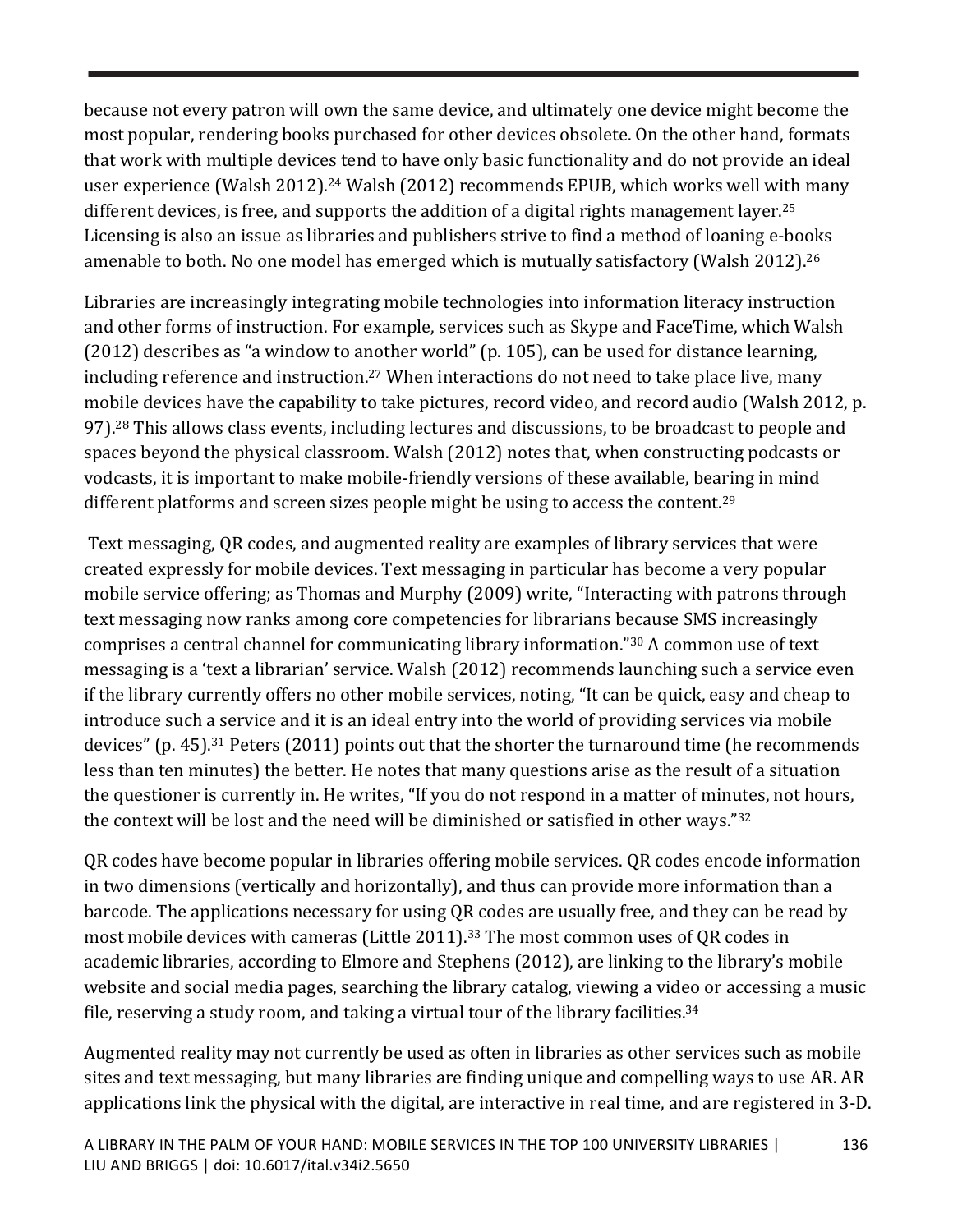because not every patron will own the same device, and ultimately one device might become the most popular, rendering books purchased for other devices obsolete. On the other hand, formats that work with multiple devices tend to have only basic functionality and do not provide an ideal user experience (Walsh 2012).[24] Walsh (2012) recommends EPUB, which works well with many different devices, is free, and supports the addition of a digital rights management layer.[25] Licensing is also an issue as libraries and publishers strive to find a method of loaning e-books amenable to both. No one model has emerged which is mutually satisfactory (Walsh 2012).[26]

Libraries are increasingly integrating mobile technologies into information literacy instruction and other forms of instruction. For example, services such as Skype and FaceTime, which Walsh (2012) describes as "a window to another world" (p. 105), can be used for distance learning, including reference and instruction.[27] When interactions do not need to take place live, many mobile devices have the capability to take pictures, record video, and record audio (Walsh 2012, p. 97).[28] This allows class events, including lectures and discussions, to be broadcast to people and spaces beyond the physical classroom. Walsh (2012) notes that, when constructing podcasts or vodcasts, it is important to make mobile-friendly versions of these available, bearing in mind different platforms and screen sizes people might be using to access the content.[29]

Text messaging, QR codes, and augmented reality are examples of library services that were created expressly for mobile devices. Text messaging in particular has become a very popular mobile service offering; as Thomas and Murphy (2009) write, "Interacting with patrons through text messaging now ranks among core competencies for librarians because SMS increasingly comprises a central channel for communicating library information."[30] A common use of text messaging is a 'text a librarian' service. Walsh (2012) recommends launching such a service even if the library currently offers no other mobile services, noting, "It can be quick, easy and cheap to introduce such a service and it is an ideal entry into the world of providing services via mobile devices" (p. 45).[31] Peters (2011) points out that the shorter the turnaround time (he recommends less than ten minutes) the better. He notes that many questions arise as the result of a situation the questioner is currently in. He writes, "If you do not respond in a matter of minutes, not hours, the context will be lost and the need will be diminished or satisfied in other ways."[32]

QR codes have become popular in libraries offering mobile services. QR codes encode information in two dimensions (vertically and horizontally), and thus can provide more information than a barcode. The applications necessary for using QR codes are usually free, and they can be read by most mobile devices with cameras (Little 2011).[33] The most common uses of QR codes in academic libraries, according to Elmore and Stephens (2012), are linking to the library's mobile website and social media pages, searching the library catalog, viewing a video or accessing a music file, reserving a study room, and taking a virtual tour of the library facilities.[34]

Augmented reality may not currently be used as often in libraries as other services such as mobile sites and text messaging, but many libraries are finding unique and compelling ways to use AR. AR applications link the physical with the digital, are interactive in real time, and are registered in 3-D.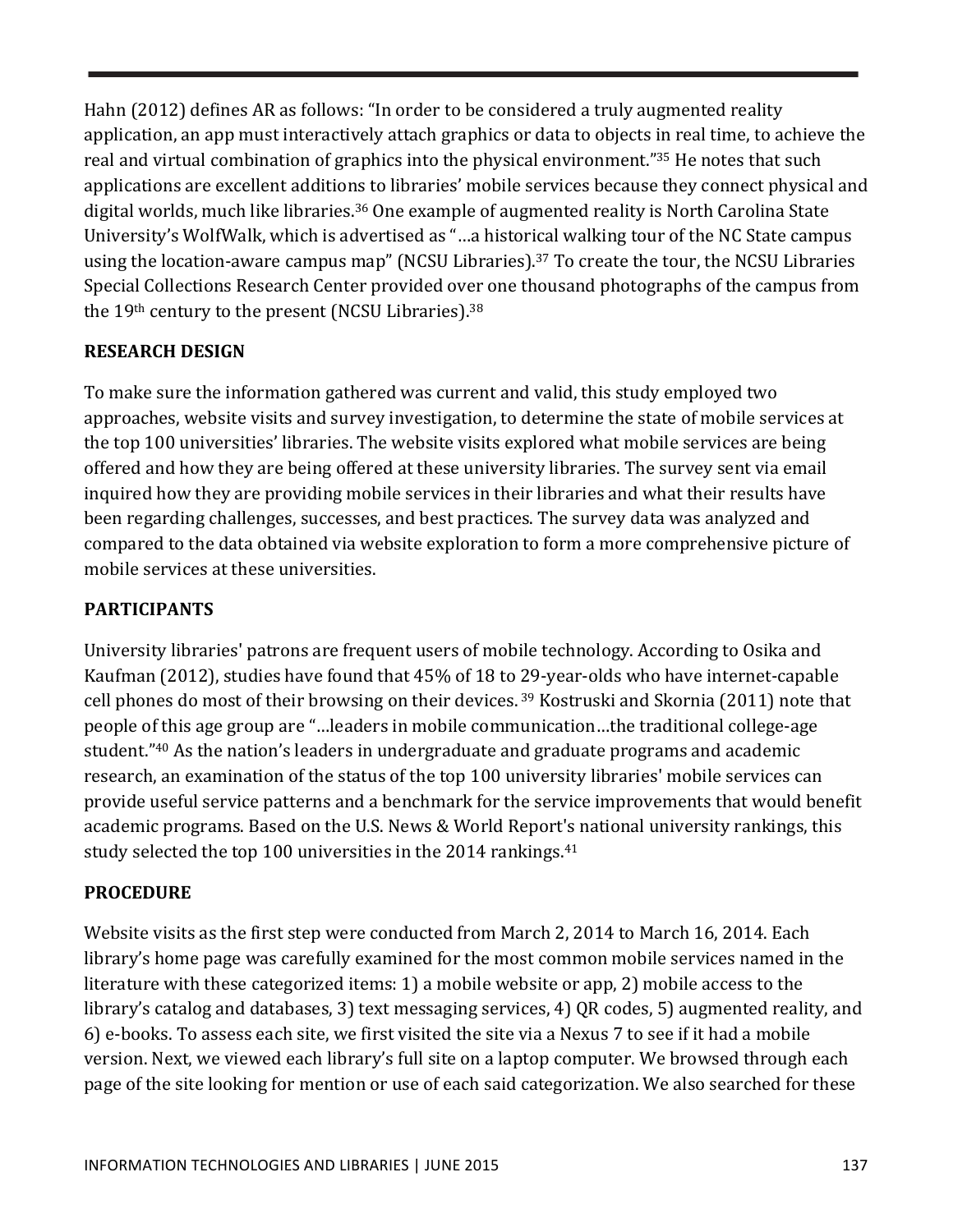Hahn (2012) defines AR as follows: "In order to be considered a truly augmented reality application, an app must interactively attach graphics or data to objects in real time, to achieve the real and virtual combination of graphics into the physical environment."[35] He notes that such applications are excellent additions to libraries' mobile services because they connect physical and digital worlds, much like libraries.[36] One example of augmented reality is North Carolina State University's WolfWalk, which is advertised as "…a historical walking tour of the NC State campus using the location-aware campus map" (NCSU Libraries).[37] To create the tour, the NCSU Libraries Special Collections Research Center provided over one thousand photographs of the campus from the 19th century to the present (NCSU Libraries).[38]

## RESEARCH DESIGN

To make sure the information gathered was current and valid, this study employed two approaches, website visits and survey investigation, to determine the state of mobile services at the top 100 universities' libraries. The website visits explored what mobile services are being offered and how they are being offered at these university libraries. The survey sent via email inquired how they are providing mobile services in their libraries and what their results have been regarding challenges, successes, and best practices. The survey data was analyzed and compared to the data obtained via website exploration to form a more comprehensive picture of mobile services at these universities.

## PARTICIPANTS

University libraries' patrons are frequent users of mobile technology. According to Osika and Kaufman (2012), studies have found that 45% of 18 to 29-year-olds who have internet-capable cell phones do most of their browsing on their devices.[39] Kostruski and Skornia (2011) note that people of this age group are "…leaders in mobile communication…the traditional college-age student."[40] As the nation's leaders in undergraduate and graduate programs and academic research, an examination of the status of the top 100 university libraries' mobile services can provide useful service patterns and a benchmark for the service improvements that would benefit academic programs. Based on the U.S. News & World Report's national university rankings, this study selected the top 100 universities in the 2014 rankings.[41]

## PROCEDURE

Website visits as the first step were conducted from March 2, 2014 to March 16, 2014. Each library's home page was carefully examined for the most common mobile services named in the literature with these categorized items: 1) a mobile website or app, 2) mobile access to the library's catalog and databases, 3) text messaging services, 4) QR codes, 5) augmented reality, and 6) e-books. To assess each site, we first visited the site via a Nexus 7 to see if it had a mobile version. Next, we viewed each library's full site on a laptop computer. We browsed through each page of the site looking for mention or use of each said categorization. We also searched for these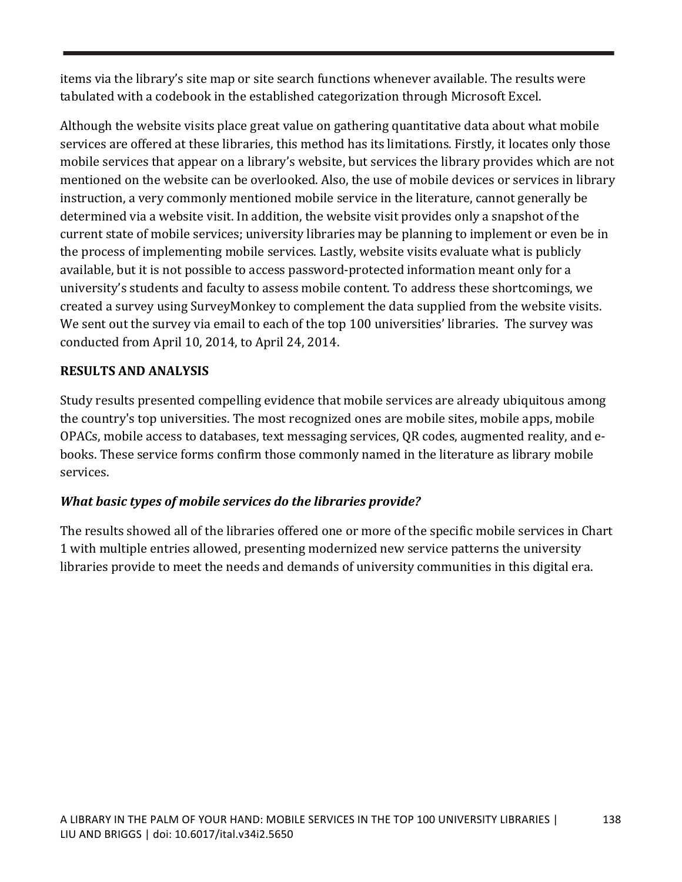items via the library's site map or site search functions whenever available. The results were tabulated with a codebook in the established categorization through Microsoft Excel.

Although the website visits place great value on gathering quantitative data about what mobile services are offered at these libraries, this method has its limitations. Firstly, it locates only those mobile services that appear on a library's website, but services the library provides which are not mentioned on the website can be overlooked. Also, the use of mobile devices or services in library instruction, a very commonly mentioned mobile service in the literature, cannot generally be determined via a website visit. In addition, the website visit provides only a snapshot of the current state of mobile services; university libraries may be planning to implement or even be in the process of implementing mobile services. Lastly, website visits evaluate what is publicly available, but it is not possible to access password-protected information meant only for a university's students and faculty to assess mobile content. To address these shortcomings, we created a survey using SurveyMonkey to complement the data supplied from the website visits. We sent out the survey via email to each of the top 100 universities' libraries. The survey was conducted from April 10, 2014, to April 24, 2014.

## RESULTS AND ANALYSIS

Study results presented compelling evidence that mobile services are already ubiquitous among the country's top universities. The most recognized ones are mobile sites, mobile apps, mobile OPACs, mobile access to databases, text messaging services, QR codes, augmented reality, and e-books. These service forms confirm those commonly named in the literature as library mobile services.

### *What basic types of mobile services do the libraries provide?*

The results showed all of the libraries offered one or more of the specific mobile services in Chart 1 with multiple entries allowed, presenting modernized new service patterns the university libraries provide to meet the needs and demands of university communities in this digital era.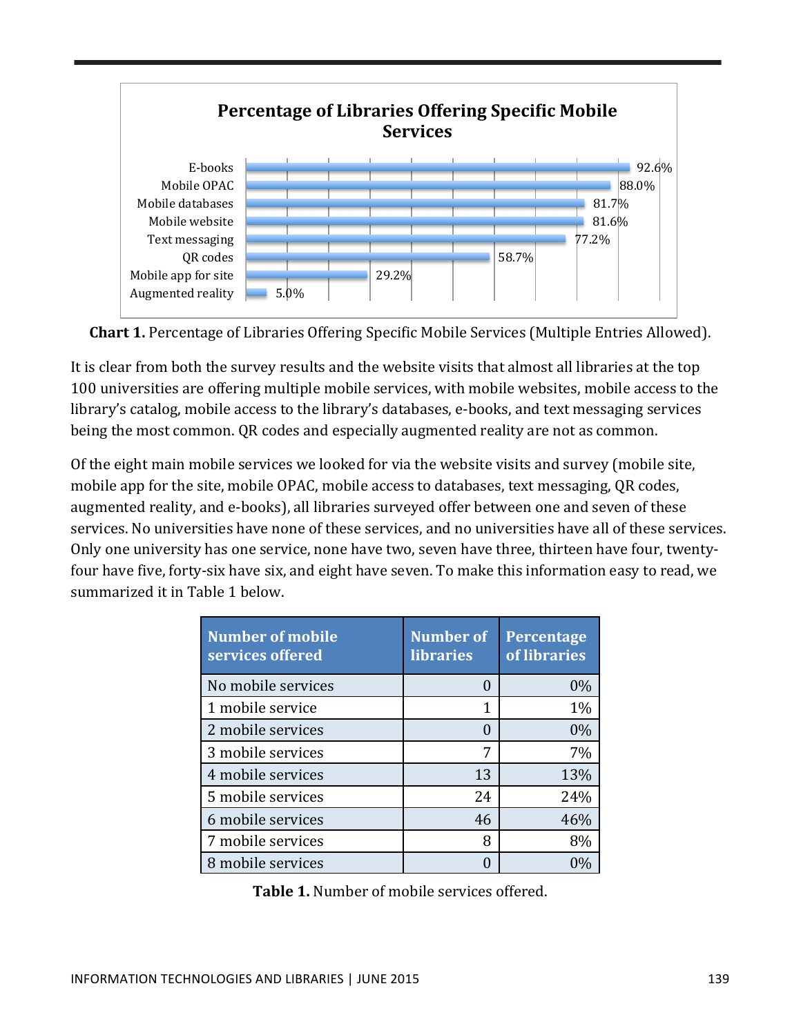**Percentage of Libraries Offering Specific Mobile Services**

| Service | Percentage |
|---|---|
| E-books | 92.6% |
| Mobile OPAC | 88.0% |
| Mobile databases | 81.7% |
| Mobile website | 81.6% |
| Text messaging | 77.2% |
| QR codes | 58.7% |
| Mobile app for site | 29.2% |
| Augmented reality | 5.0% |

**Chart 1.** Percentage of Libraries Offering Specific Mobile Services (Multiple Entries Allowed).

It is clear from both the survey results and the website visits that almost all libraries at the top 100 universities are offering multiple mobile services, with mobile websites, mobile access to the library's catalog, mobile access to the library's databases, e-books, and text messaging services being the most common. QR codes and especially augmented reality are not as common.

Of the eight main mobile services we looked for via the website visits and survey (mobile site, mobile app for the site, mobile OPAC, mobile access to databases, text messaging, QR codes, augmented reality, and e-books), all libraries surveyed offer between one and seven of these services. No universities have none of these services, and no universities have all of these services. Only one university has one service, none have two, seven have three, thirteen have four, twenty-four have five, forty-six have six, and eight have seven. To make this information easy to read, we summarized it in Table 1 below.

| Number of mobile services offered | Number of libraries | Percentage of libraries |
|---|---|---|
| No mobile services | 0 | 0% |
| 1 mobile service | 1 | 1% |
| 2 mobile services | 0 | 0% |
| 3 mobile services | 7 | 7% |
| 4 mobile services | 13 | 13% |
| 5 mobile services | 24 | 24% |
| 6 mobile services | 46 | 46% |
| 7 mobile services | 8 | 8% |
| 8 mobile services | 0 | 0% |

**Table 1.** Number of mobile services offered.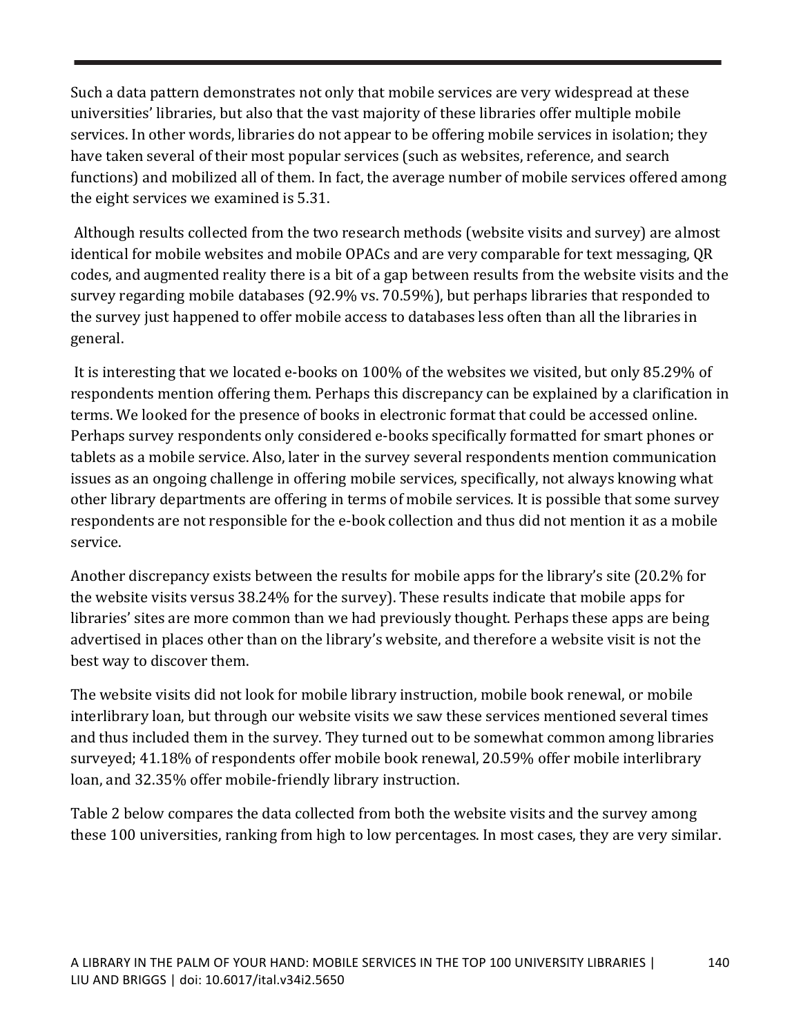Such a data pattern demonstrates not only that mobile services are very widespread at these universities' libraries, but also that the vast majority of these libraries offer multiple mobile services. In other words, libraries do not appear to be offering mobile services in isolation; they have taken several of their most popular services (such as websites, reference, and search functions) and mobilized all of them. In fact, the average number of mobile services offered among the eight services we examined is 5.31.

Although results collected from the two research methods (website visits and survey) are almost identical for mobile websites and mobile OPACs and are very comparable for text messaging, QR codes, and augmented reality there is a bit of a gap between results from the website visits and the survey regarding mobile databases (92.9% vs. 70.59%), but perhaps libraries that responded to the survey just happened to offer mobile access to databases less often than all the libraries in general.

It is interesting that we located e-books on 100% of the websites we visited, but only 85.29% of respondents mention offering them. Perhaps this discrepancy can be explained by a clarification in terms. We looked for the presence of books in electronic format that could be accessed online. Perhaps survey respondents only considered e-books specifically formatted for smart phones or tablets as a mobile service. Also, later in the survey several respondents mention communication issues as an ongoing challenge in offering mobile services, specifically, not always knowing what other library departments are offering in terms of mobile services. It is possible that some survey respondents are not responsible for the e-book collection and thus did not mention it as a mobile service.

Another discrepancy exists between the results for mobile apps for the library's site (20.2% for the website visits versus 38.24% for the survey). These results indicate that mobile apps for libraries' sites are more common than we had previously thought. Perhaps these apps are being advertised in places other than on the library's website, and therefore a website visit is not the best way to discover them.

The website visits did not look for mobile library instruction, mobile book renewal, or mobile interlibrary loan, but through our website visits we saw these services mentioned several times and thus included them in the survey. They turned out to be somewhat common among libraries surveyed; 41.18% of respondents offer mobile book renewal, 20.59% offer mobile interlibrary loan, and 32.35% offer mobile-friendly library instruction.

Table 2 below compares the data collected from both the website visits and the survey among these 100 universities, ranking from high to low percentages. In most cases, they are very similar.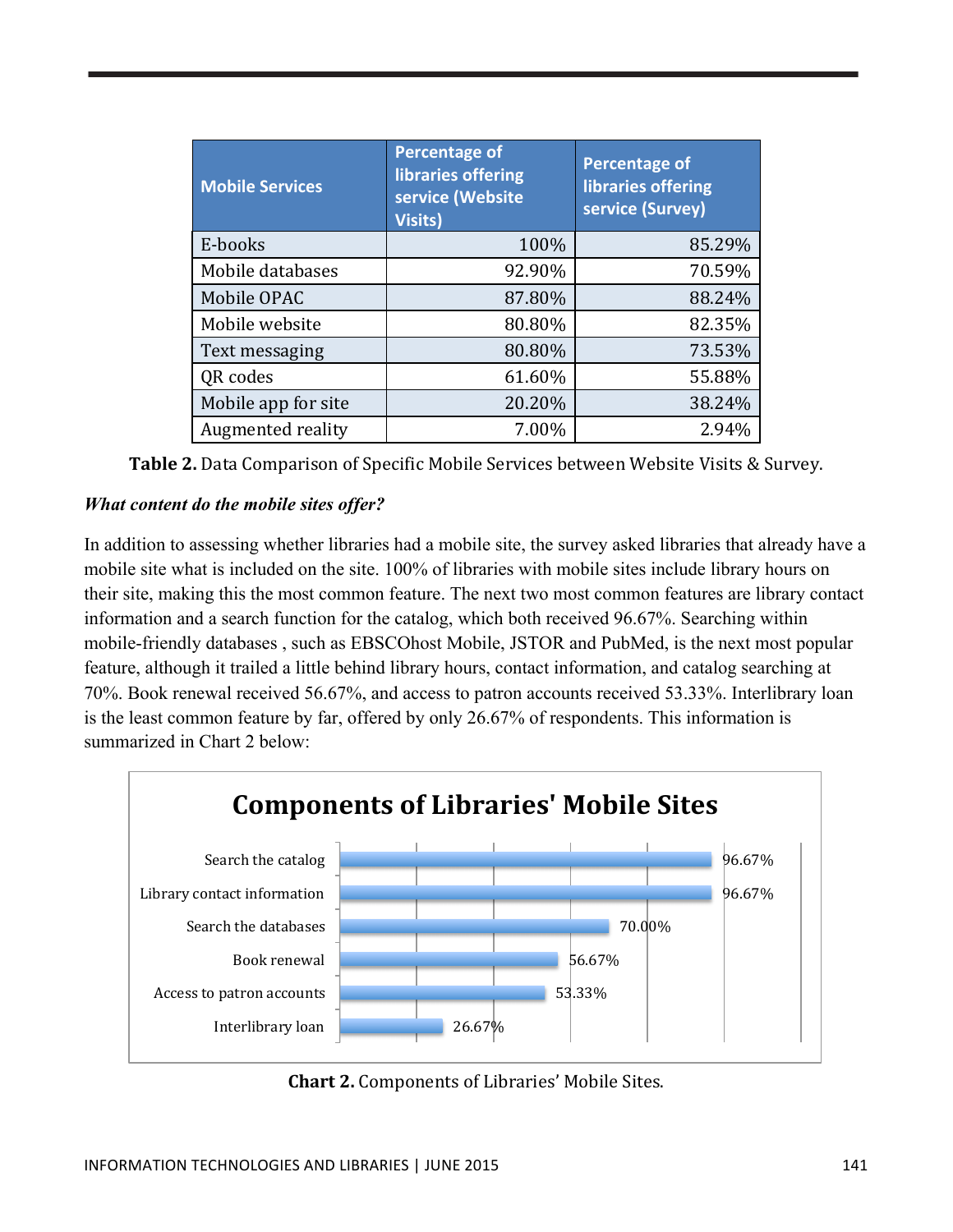| Mobile Services | Percentage of libraries offering service (Website Visits) | Percentage of libraries offering service (Survey) |
|---|---|---|
| E-books | 100% | 85.29% |
| Mobile databases | 92.90% | 70.59% |
| Mobile OPAC | 87.80% | 88.24% |
| Mobile website | 80.80% | 82.35% |
| Text messaging | 80.80% | 73.53% |
| QR codes | 61.60% | 55.88% |
| Mobile app for site | 20.20% | 38.24% |
| Augmented reality | 7.00% | 2.94% |

**Table 2.** Data Comparison of Specific Mobile Services between Website Visits & Survey.

***What content do the mobile sites offer?***

In addition to assessing whether libraries had a mobile site, the survey asked libraries that already have a mobile site what is included on the site. 100% of libraries with mobile sites include library hours on their site, making this the most common feature. The next two most common features are library contact information and a search function for the catalog, which both received 96.67%. Searching within mobile-friendly databases , such as EBSCOhost Mobile, JSTOR and PubMed, is the next most popular feature, although it trailed a little behind library hours, contact information, and catalog searching at 70%. Book renewal received 56.67%, and access to patron accounts received 53.33%. Interlibrary loan is the least common feature by far, offered by only 26.67% of respondents. This information is summarized in Chart 2 below:

**Components of Libraries' Mobile Sites**

| Component | Percentage |
|---|---|
| Search the catalog | 96.67% |
| Library contact information | 96.67% |
| Search the databases | 70.00% |
| Book renewal | 56.67% |
| Access to patron accounts | 53.33% |
| Interlibrary loan | 26.67% |

**Chart 2.** Components of Libraries' Mobile Sites.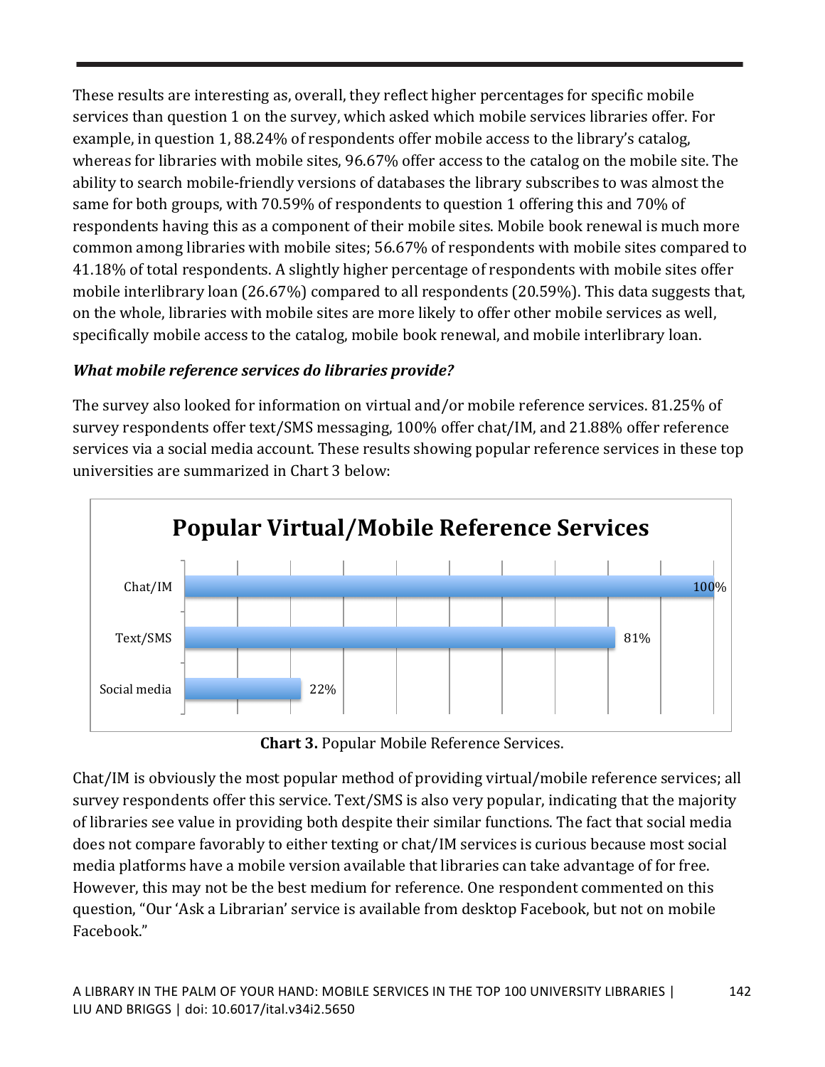These results are interesting as, overall, they reflect higher percentages for specific mobile services than question 1 on the survey, which asked which mobile services libraries offer. For example, in question 1, 88.24% of respondents offer mobile access to the library's catalog, whereas for libraries with mobile sites, 96.67% offer access to the catalog on the mobile site. The ability to search mobile-friendly versions of databases the library subscribes to was almost the same for both groups, with 70.59% of respondents to question 1 offering this and 70% of respondents having this as a component of their mobile sites. Mobile book renewal is much more common among libraries with mobile sites; 56.67% of respondents with mobile sites compared to 41.18% of total respondents. A slightly higher percentage of respondents with mobile sites offer mobile interlibrary loan (26.67%) compared to all respondents (20.59%). This data suggests that, on the whole, libraries with mobile sites are more likely to offer other mobile services as well, specifically mobile access to the catalog, mobile book renewal, and mobile interlibrary loan.

***What mobile reference services do libraries provide?***

The survey also looked for information on virtual and/or mobile reference services. 81.25% of survey respondents offer text/SMS messaging, 100% offer chat/IM, and 21.88% offer reference services via a social media account. These results showing popular reference services in these top universities are summarized in Chart 3 below:

**Popular Virtual/Mobile Reference Services**

| Service | Percentage |
| --- | --- |
| Chat/IM | 100% |
| Text/SMS | 81% |
| Social media | 22% |

**Chart 3.** Popular Mobile Reference Services.

Chat/IM is obviously the most popular method of providing virtual/mobile reference services; all survey respondents offer this service. Text/SMS is also very popular, indicating that the majority of libraries see value in providing both despite their similar functions. The fact that social media does not compare favorably to either texting or chat/IM services is curious because most social media platforms have a mobile version available that libraries can take advantage of for free. However, this may not be the best medium for reference. One respondent commented on this question, "Our 'Ask a Librarian' service is available from desktop Facebook, but not on mobile Facebook."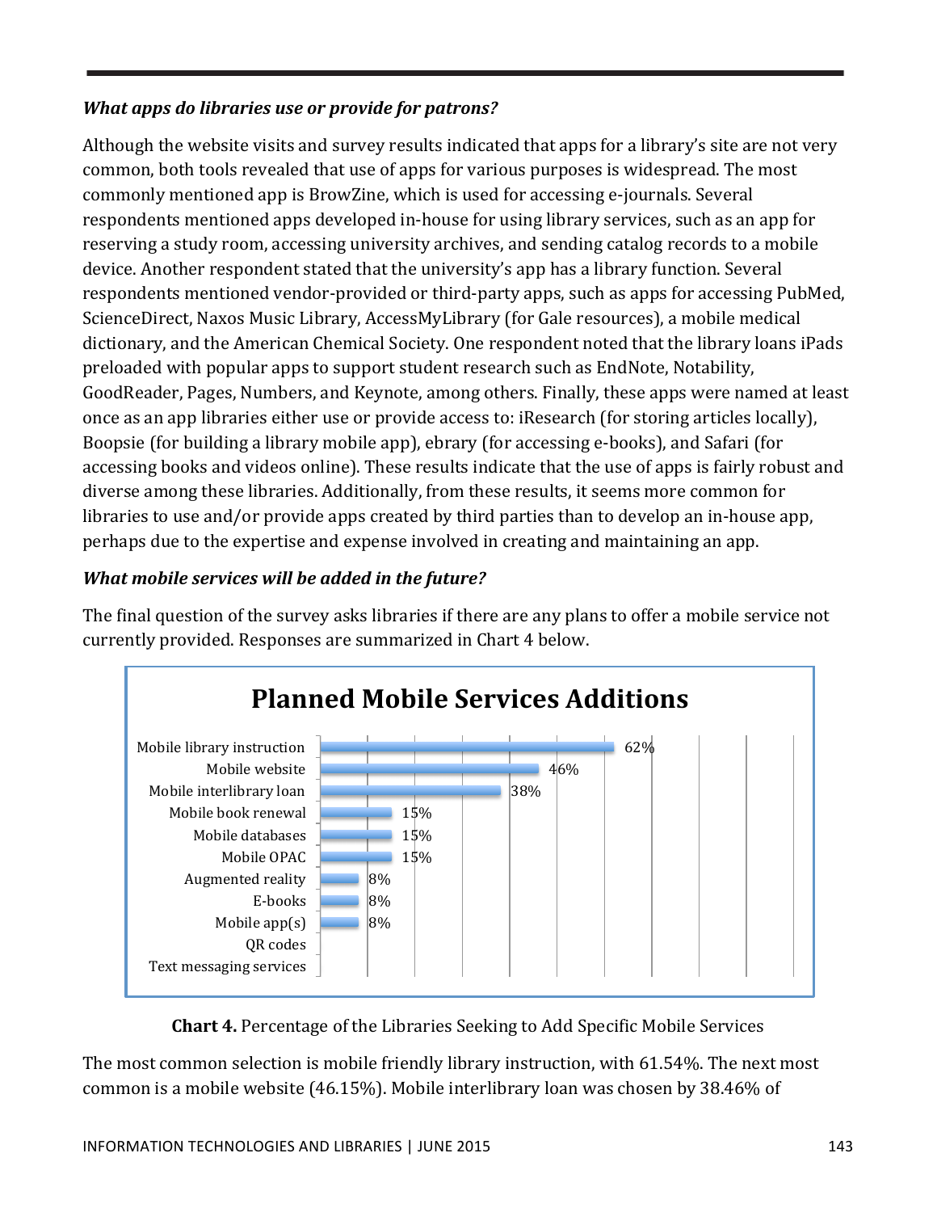### *What apps do libraries use or provide for patrons?*

Although the website visits and survey results indicated that apps for a library's site are not very common, both tools revealed that use of apps for various purposes is widespread. The most commonly mentioned app is BrowZine, which is used for accessing e-journals. Several respondents mentioned apps developed in-house for using library services, such as an app for reserving a study room, accessing university archives, and sending catalog records to a mobile device. Another respondent stated that the university's app has a library function. Several respondents mentioned vendor-provided or third-party apps, such as apps for accessing PubMed, ScienceDirect, Naxos Music Library, AccessMyLibrary (for Gale resources), a mobile medical dictionary, and the American Chemical Society. One respondent noted that the library loans iPads preloaded with popular apps to support student research such as EndNote, Notability, GoodReader, Pages, Numbers, and Keynote, among others. Finally, these apps were named at least once as an app libraries either use or provide access to: iResearch (for storing articles locally), Boopsie (for building a library mobile app), ebrary (for accessing e-books), and Safari (for accessing books and videos online). These results indicate that the use of apps is fairly robust and diverse among these libraries. Additionally, from these results, it seems more common for libraries to use and/or provide apps created by third parties than to develop an in-house app, perhaps due to the expertise and expense involved in creating and maintaining an app.

### *What mobile services will be added in the future?*

The final question of the survey asks libraries if there are any plans to offer a mobile service not currently provided. Responses are summarized in Chart 4 below.

Planned Mobile Services Additions

Mobile library instruction 62%
Mobile website 46%
Mobile interlibrary loan 38%
Mobile book renewal 15%
Mobile databases 15%
Mobile OPAC 15%
Augmented reality 8%
E-books 8%
Mobile app(s) 8%
QR codes
Text messaging services

**Chart 4.** Percentage of the Libraries Seeking to Add Specific Mobile Services

The most common selection is mobile friendly library instruction, with 61.54%. The next most common is a mobile website (46.15%). Mobile interlibrary loan was chosen by 38.46% of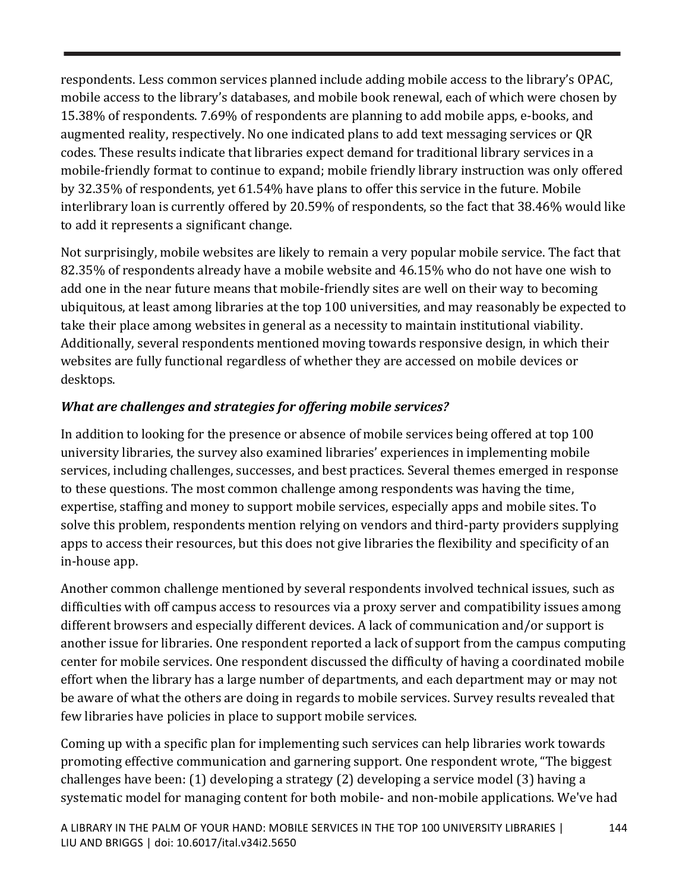respondents. Less common services planned include adding mobile access to the library's OPAC, mobile access to the library's databases, and mobile book renewal, each of which were chosen by 15.38% of respondents. 7.69% of respondents are planning to add mobile apps, e-books, and augmented reality, respectively. No one indicated plans to add text messaging services or QR codes. These results indicate that libraries expect demand for traditional library services in a mobile-friendly format to continue to expand; mobile friendly library instruction was only offered by 32.35% of respondents, yet 61.54% have plans to offer this service in the future. Mobile interlibrary loan is currently offered by 20.59% of respondents, so the fact that 38.46% would like to add it represents a significant change.

Not surprisingly, mobile websites are likely to remain a very popular mobile service. The fact that 82.35% of respondents already have a mobile website and 46.15% who do not have one wish to add one in the near future means that mobile-friendly sites are well on their way to becoming ubiquitous, at least among libraries at the top 100 universities, and may reasonably be expected to take their place among websites in general as a necessity to maintain institutional viability. Additionally, several respondents mentioned moving towards responsive design, in which their websites are fully functional regardless of whether they are accessed on mobile devices or desktops.

***What are challenges and strategies for offering mobile services?***

In addition to looking for the presence or absence of mobile services being offered at top 100 university libraries, the survey also examined libraries' experiences in implementing mobile services, including challenges, successes, and best practices. Several themes emerged in response to these questions. The most common challenge among respondents was having the time, expertise, staffing and money to support mobile services, especially apps and mobile sites. To solve this problem, respondents mention relying on vendors and third-party providers supplying apps to access their resources, but this does not give libraries the flexibility and specificity of an in-house app.

Another common challenge mentioned by several respondents involved technical issues, such as difficulties with off campus access to resources via a proxy server and compatibility issues among different browsers and especially different devices. A lack of communication and/or support is another issue for libraries. One respondent reported a lack of support from the campus computing center for mobile services. One respondent discussed the difficulty of having a coordinated mobile effort when the library has a large number of departments, and each department may or may not be aware of what the others are doing in regards to mobile services. Survey results revealed that few libraries have policies in place to support mobile services.

Coming up with a specific plan for implementing such services can help libraries work towards promoting effective communication and garnering support. One respondent wrote, "The biggest challenges have been: (1) developing a strategy (2) developing a service model (3) having a systematic model for managing content for both mobile- and non-mobile applications. We've had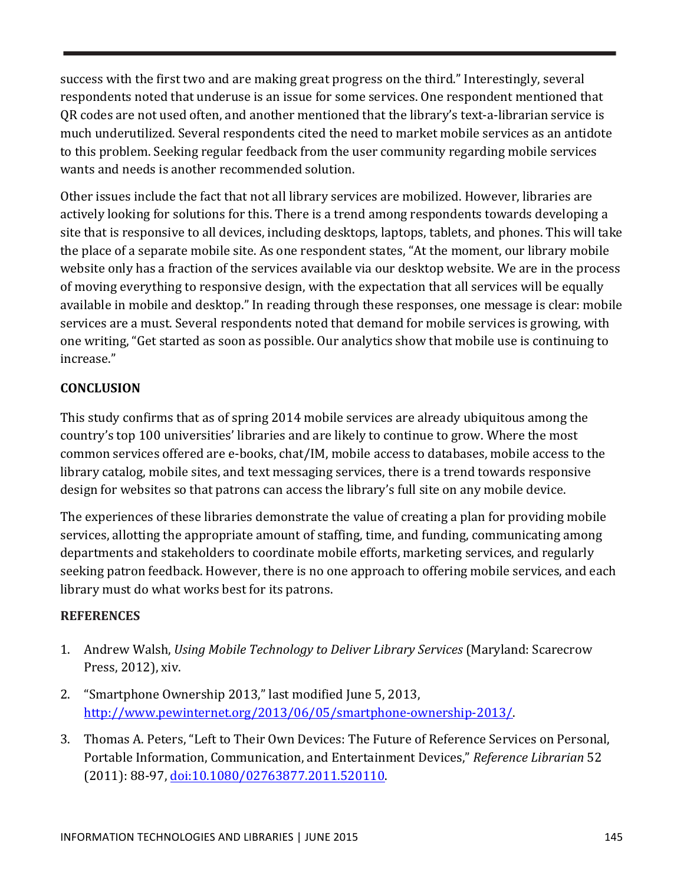success with the first two and are making great progress on the third." Interestingly, several respondents noted that underuse is an issue for some services. One respondent mentioned that QR codes are not used often, and another mentioned that the library's text-a-librarian service is much underutilized. Several respondents cited the need to market mobile services as an antidote to this problem. Seeking regular feedback from the user community regarding mobile services wants and needs is another recommended solution.

Other issues include the fact that not all library services are mobilized. However, libraries are actively looking for solutions for this. There is a trend among respondents towards developing a site that is responsive to all devices, including desktops, laptops, tablets, and phones. This will take the place of a separate mobile site. As one respondent states, "At the moment, our library mobile website only has a fraction of the services available via our desktop website. We are in the process of moving everything to responsive design, with the expectation that all services will be equally available in mobile and desktop." In reading through these responses, one message is clear: mobile services are a must. Several respondents noted that demand for mobile services is growing, with one writing, "Get started as soon as possible. Our analytics show that mobile use is continuing to increase."

## CONCLUSION

This study confirms that as of spring 2014 mobile services are already ubiquitous among the country's top 100 universities' libraries and are likely to continue to grow. Where the most common services offered are e-books, chat/IM, mobile access to databases, mobile access to the library catalog, mobile sites, and text messaging services, there is a trend towards responsive design for websites so that patrons can access the library's full site on any mobile device.

The experiences of these libraries demonstrate the value of creating a plan for providing mobile services, allotting the appropriate amount of staffing, time, and funding, communicating among departments and stakeholders to coordinate mobile efforts, marketing services, and regularly seeking patron feedback. However, there is no one approach to offering mobile services, and each library must do what works best for its patrons.

## REFERENCES

1. Andrew Walsh, *Using Mobile Technology to Deliver Library Services* (Maryland: Scarecrow Press, 2012), xiv.
2. "Smartphone Ownership 2013," last modified June 5, 2013, [http://www.pewinternet.org/2013/06/05/smartphone-ownership-2013/](http://www.pewinternet.org/2013/06/05/smartphone-ownership-2013/).
3. Thomas A. Peters, "Left to Their Own Devices: The Future of Reference Services on Personal, Portable Information, Communication, and Entertainment Devices," *Reference Librarian* 52 (2011): 88-97, [doi:10.1080/02763877.2011.520110](http://dx.doi.org/10.1080/02763877.2011.520110).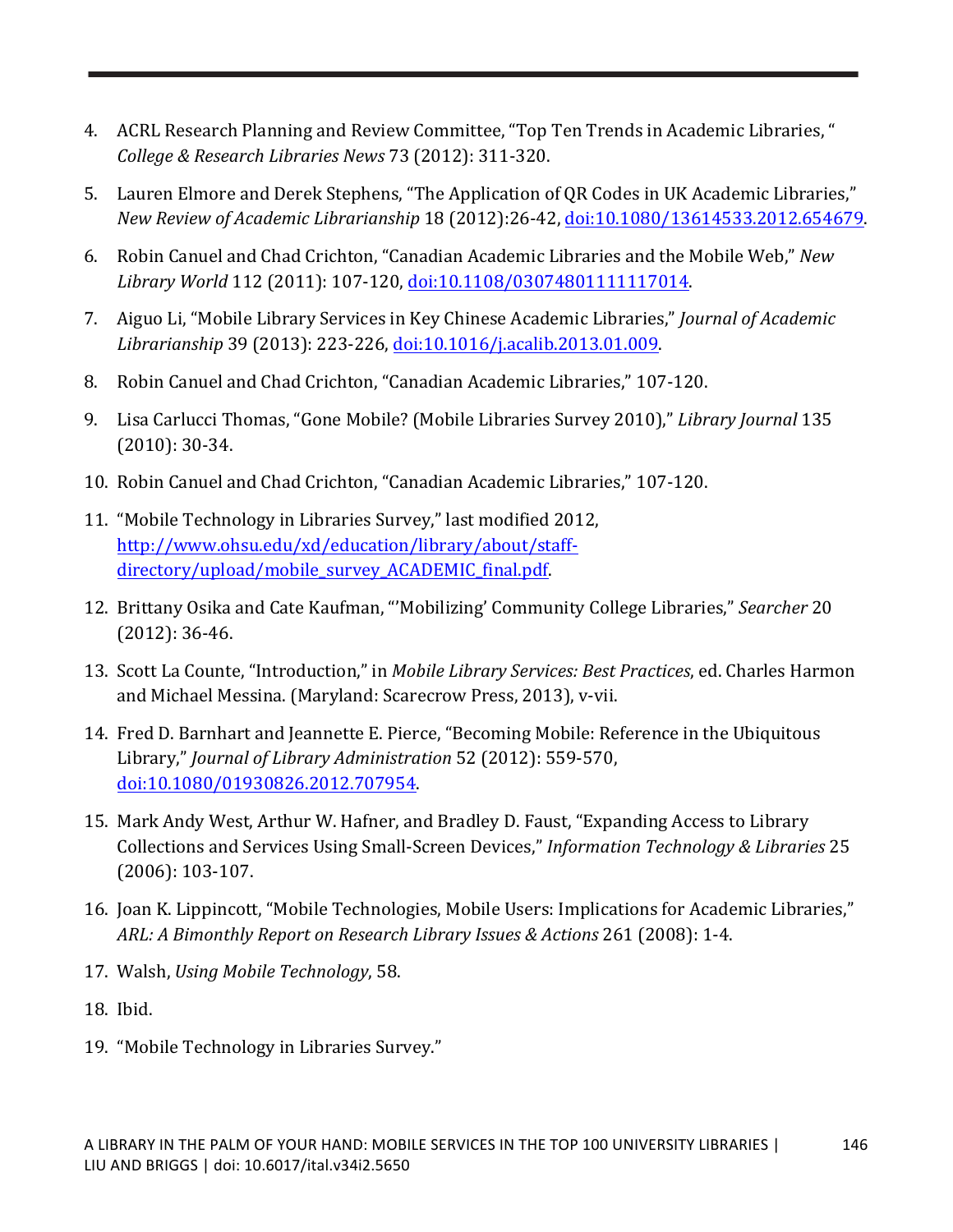4. ACRL Research Planning and Review Committee, "Top Ten Trends in Academic Libraries, " *College & Research Libraries News* 73 (2012): 311-320.
5. Lauren Elmore and Derek Stephens, "The Application of QR Codes in UK Academic Libraries," *New Review of Academic Librarianship* 18 (2012):26-42, doi:10.1080/13614533.2012.654679.
6. Robin Canuel and Chad Crichton, "Canadian Academic Libraries and the Mobile Web," *New Library World* 112 (2011): 107-120, doi:10.1108/03074801111117014.
7. Aiguo Li, "Mobile Library Services in Key Chinese Academic Libraries," *Journal of Academic Librarianship* 39 (2013): 223-226, doi:10.1016/j.acalib.2013.01.009.
8. Robin Canuel and Chad Crichton, "Canadian Academic Libraries," 107-120.
9. Lisa Carlucci Thomas, "Gone Mobile? (Mobile Libraries Survey 2010)," *Library Journal* 135 (2010): 30-34.
10. Robin Canuel and Chad Crichton, "Canadian Academic Libraries," 107-120.
11. "Mobile Technology in Libraries Survey," last modified 2012, http://www.ohsu.edu/xd/education/library/about/staff-directory/upload/mobile_survey_ACADEMIC_final.pdf.
12. Brittany Osika and Cate Kaufman, "'Mobilizing' Community College Libraries," *Searcher* 20 (2012): 36-46.
13. Scott La Counte, "Introduction," in *Mobile Library Services: Best Practices*, ed. Charles Harmon and Michael Messina. (Maryland: Scarecrow Press, 2013), v-vii.
14. Fred D. Barnhart and Jeannette E. Pierce, "Becoming Mobile: Reference in the Ubiquitous Library," *Journal of Library Administration* 52 (2012): 559-570, doi:10.1080/01930826.2012.707954.
15. Mark Andy West, Arthur W. Hafner, and Bradley D. Faust, "Expanding Access to Library Collections and Services Using Small-Screen Devices," *Information Technology & Libraries* 25 (2006): 103-107.
16. Joan K. Lippincott, "Mobile Technologies, Mobile Users: Implications for Academic Libraries," *ARL: A Bimonthly Report on Research Library Issues & Actions* 261 (2008): 1-4.
17. Walsh, *Using Mobile Technology*, 58.
18. Ibid.
19. "Mobile Technology in Libraries Survey."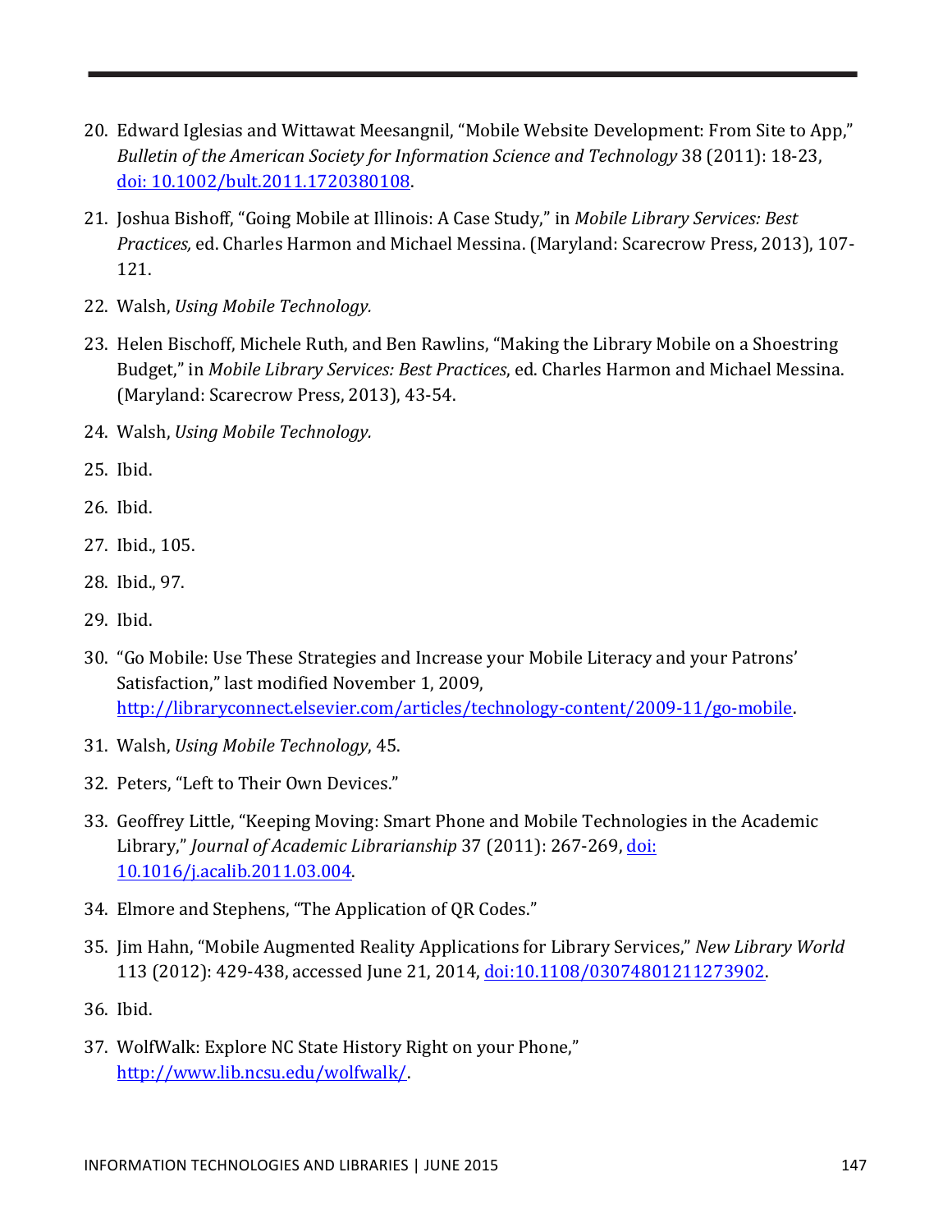20. Edward Iglesias and Wittawat Meesangnil, "Mobile Website Development: From Site to App," *Bulletin of the American Society for Information Science and Technology* 38 (2011): 18-23, [doi: 10.1002/bult.2011.1720380108](doi: 10.1002/bult.2011.1720380108).

21. Joshua Bishoff, "Going Mobile at Illinois: A Case Study," in *Mobile Library Services: Best Practices,* ed. Charles Harmon and Michael Messina. (Maryland: Scarecrow Press, 2013), 107-121.

22. Walsh, *Using Mobile Technology.*

23. Helen Bischoff, Michele Ruth, and Ben Rawlins, "Making the Library Mobile on a Shoestring Budget," in *Mobile Library Services: Best Practices*, ed. Charles Harmon and Michael Messina. (Maryland: Scarecrow Press, 2013), 43-54.

24. Walsh, *Using Mobile Technology.*

25. Ibid.

26. Ibid.

27. Ibid., 105.

28. Ibid., 97.

29. Ibid.

30. "Go Mobile: Use These Strategies and Increase your Mobile Literacy and your Patrons' Satisfaction," last modified November 1, 2009, [http://libraryconnect.elsevier.com/articles/technology-content/2009-11/go-mobile](http://libraryconnect.elsevier.com/articles/technology-content/2009-11/go-mobile).

31. Walsh, *Using Mobile Technology*, 45.

32. Peters, "Left to Their Own Devices."

33. Geoffrey Little, "Keeping Moving: Smart Phone and Mobile Technologies in the Academic Library," *Journal of Academic Librarianship* 37 (2011): 267-269, [doi: 10.1016/j.acalib.2011.03.004](doi: 10.1016/j.acalib.2011.03.004).

34. Elmore and Stephens, "The Application of QR Codes."

35. Jim Hahn, "Mobile Augmented Reality Applications for Library Services," *New Library World* 113 (2012): 429-438, accessed June 21, 2014, [doi:10.1108/03074801211273902](doi:10.1108/03074801211273902).

36. Ibid.

37. WolfWalk: Explore NC State History Right on your Phone," [http://www.lib.ncsu.edu/wolfwalk/](http://www.lib.ncsu.edu/wolfwalk/).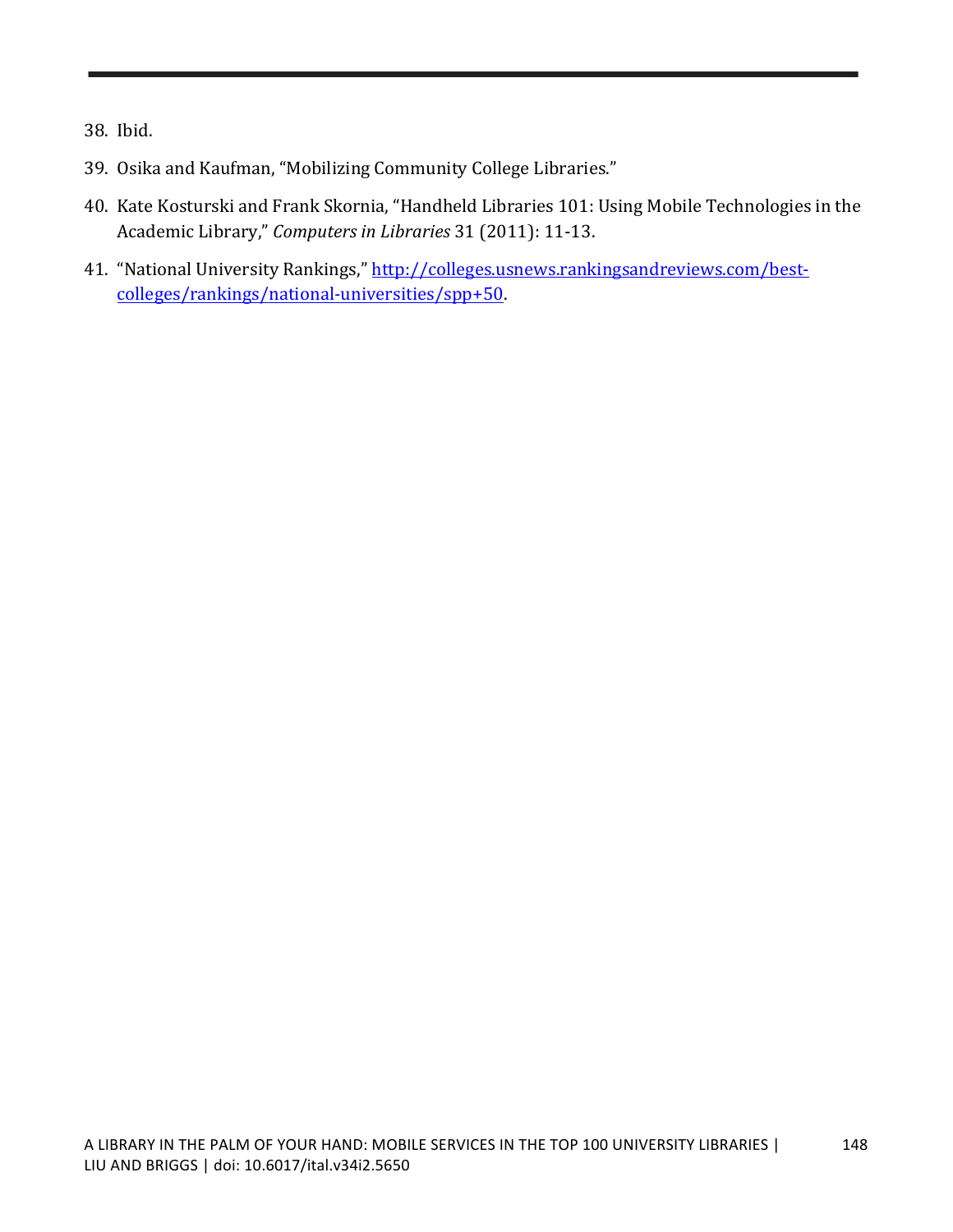38. Ibid.
39. Osika and Kaufman, "Mobilizing Community College Libraries."
40. Kate Kosturski and Frank Skornia, "Handheld Libraries 101: Using Mobile Technologies in the Academic Library," *Computers in Libraries* 31 (2011): 11-13.
41. "National University Rankings," [http://colleges.usnews.rankingsandreviews.com/best-colleges/rankings/national-universities/spp+50](http://colleges.usnews.rankingsandreviews.com/best-colleges/rankings/national-universities/spp+50).